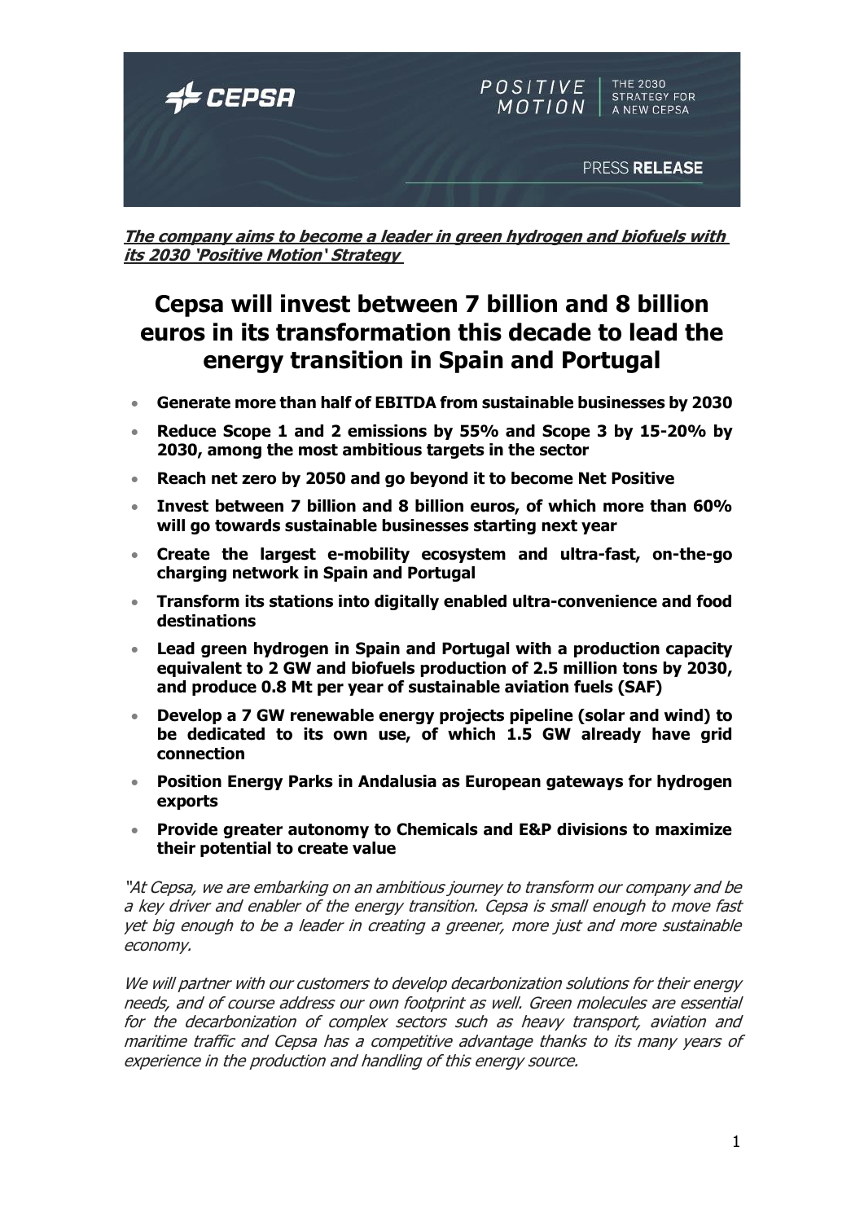CEPSA

POSITIVE MOTION | THE 2030 STRATEGY FOR A NEW CEPSA

PRESS **RELEASE**

***The company aims to become a leader in green hydrogen and biofuels with its 2030 'Positive Motion' Strategy***

# Cepsa will invest between 7 billion and 8 billion euros in its transformation this decade to lead the energy transition in Spain and Portugal

- **Generate more than half of EBITDA from sustainable businesses by 2030**
- **Reduce Scope 1 and 2 emissions by 55% and Scope 3 by 15-20% by 2030, among the most ambitious targets in the sector**
- **Reach net zero by 2050 and go beyond it to become Net Positive**
- **Invest between 7 billion and 8 billion euros, of which more than 60% will go towards sustainable businesses starting next year**
- **Create the largest e-mobility ecosystem and ultra-fast, on-the-go charging network in Spain and Portugal**
- **Transform its stations into digitally enabled ultra-convenience and food destinations**
- **Lead green hydrogen in Spain and Portugal with a production capacity equivalent to 2 GW and biofuels production of 2.5 million tons by 2030, and produce 0.8 Mt per year of sustainable aviation fuels (SAF)**
- **Develop a 7 GW renewable energy projects pipeline (solar and wind) to be dedicated to its own use, of which 1.5 GW already have grid connection**
- **Position Energy Parks in Andalusia as European gateways for hydrogen exports**
- **Provide greater autonomy to Chemicals and E&P divisions to maximize their potential to create value**

*"At Cepsa, we are embarking on an ambitious journey to transform our company and be a key driver and enabler of the energy transition. Cepsa is small enough to move fast yet big enough to be a leader in creating a greener, more just and more sustainable economy.*

*We will partner with our customers to develop decarbonization solutions for their energy needs, and of course address our own footprint as well. Green molecules are essential for the decarbonization of complex sectors such as heavy transport, aviation and maritime traffic and Cepsa has a competitive advantage thanks to its many years of experience in the production and handling of this energy source.*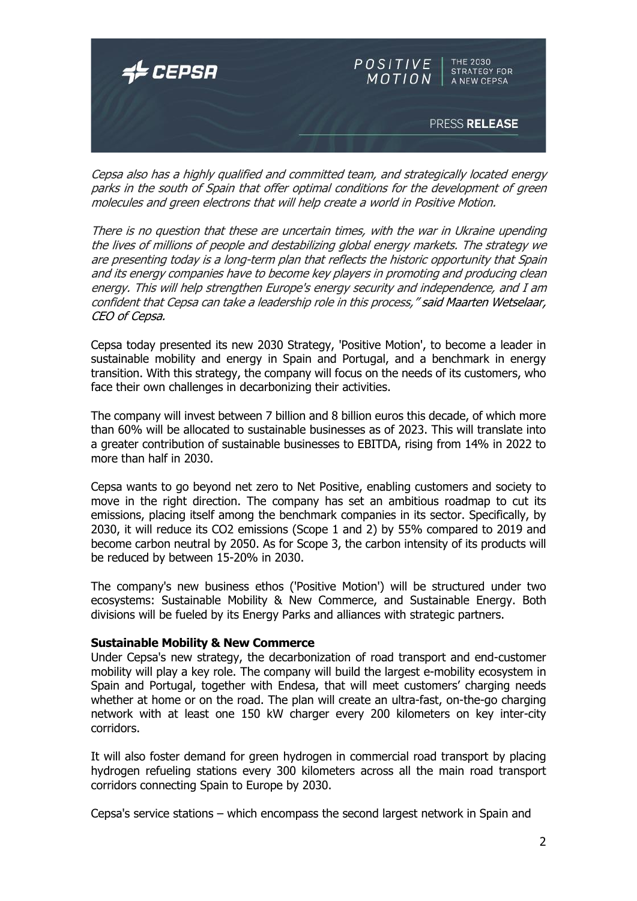*Cepsa also has a highly qualified and committed team, and strategically located energy parks in the south of Spain that offer optimal conditions for the development of green molecules and green electrons that will help create a world in Positive Motion.*

*There is no question that these are uncertain times, with the war in Ukraine upending the lives of millions of people and destabilizing global energy markets. The strategy we are presenting today is a long-term plan that reflects the historic opportunity that Spain and its energy companies have to become key players in promoting and producing clean energy. This will help strengthen Europe's energy security and independence, and I am confident that Cepsa can take a leadership role in this process," said Maarten Wetselaar, CEO of Cepsa.*

Cepsa today presented its new 2030 Strategy, 'Positive Motion', to become a leader in sustainable mobility and energy in Spain and Portugal, and a benchmark in energy transition. With this strategy, the company will focus on the needs of its customers, who face their own challenges in decarbonizing their activities.

The company will invest between 7 billion and 8 billion euros this decade, of which more than 60% will be allocated to sustainable businesses as of 2023. This will translate into a greater contribution of sustainable businesses to EBITDA, rising from 14% in 2022 to more than half in 2030.

Cepsa wants to go beyond net zero to Net Positive, enabling customers and society to move in the right direction. The company has set an ambitious roadmap to cut its emissions, placing itself among the benchmark companies in its sector. Specifically, by 2030, it will reduce its $CO_2$ emissions (Scope 1 and 2) by 55% compared to 2019 and become carbon neutral by 2050. As for Scope 3, the carbon intensity of its products will be reduced by between 15-20% in 2030.

The company's new business ethos ('Positive Motion') will be structured under two ecosystems: Sustainable Mobility & New Commerce, and Sustainable Energy. Both divisions will be fueled by its Energy Parks and alliances with strategic partners.

**Sustainable Mobility & New Commerce**

Under Cepsa's new strategy, the decarbonization of road transport and end-customer mobility will play a key role. The company will build the largest e-mobility ecosystem in Spain and Portugal, together with Endesa, that will meet customers' charging needs whether at home or on the road. The plan will create an ultra-fast, on-the-go charging network with at least one 150 kW charger every 200 kilometers on key inter-city corridors.

It will also foster demand for green hydrogen in commercial road transport by placing hydrogen refueling stations every 300 kilometers across all the main road transport corridors connecting Spain to Europe by 2030.

Cepsa's service stations – which encompass the second largest network in Spain and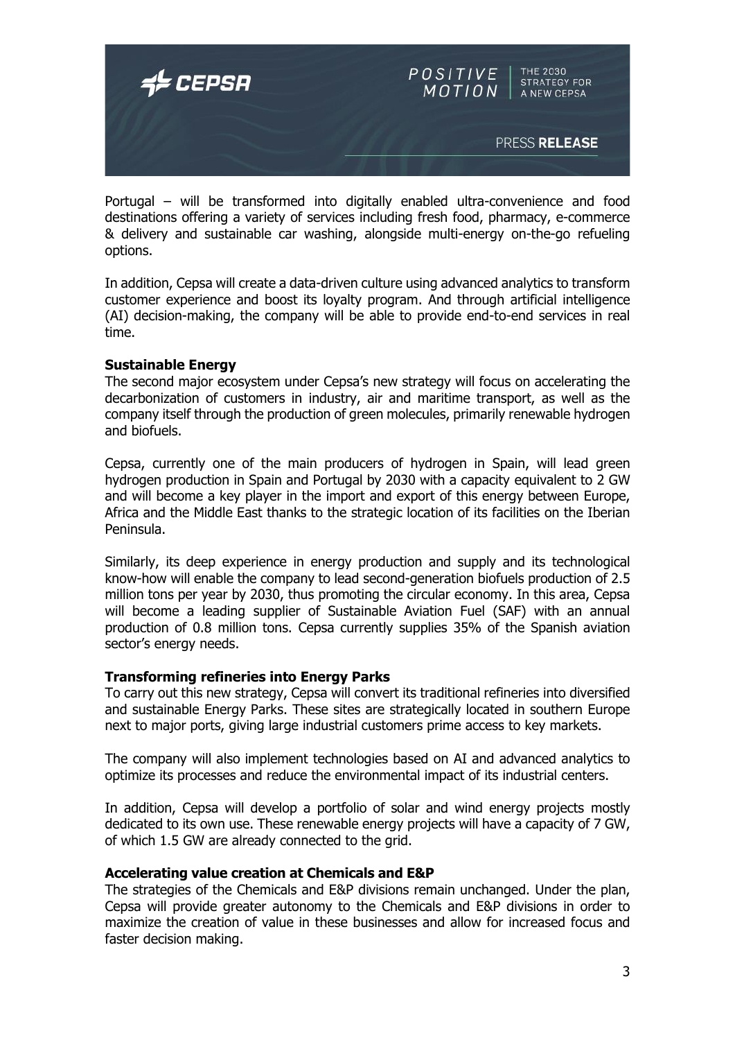Portugal – will be transformed into digitally enabled ultra-convenience and food destinations offering a variety of services including fresh food, pharmacy, e-commerce & delivery and sustainable car washing, alongside multi-energy on-the-go refueling options.

In addition, Cepsa will create a data-driven culture using advanced analytics to transform customer experience and boost its loyalty program. And through artificial intelligence (AI) decision-making, the company will be able to provide end-to-end services in real time.

**Sustainable Energy**

The second major ecosystem under Cepsa's new strategy will focus on accelerating the decarbonization of customers in industry, air and maritime transport, as well as the company itself through the production of green molecules, primarily renewable hydrogen and biofuels.

Cepsa, currently one of the main producers of hydrogen in Spain, will lead green hydrogen production in Spain and Portugal by 2030 with a capacity equivalent to 2 GW and will become a key player in the import and export of this energy between Europe, Africa and the Middle East thanks to the strategic location of its facilities on the Iberian Peninsula.

Similarly, its deep experience in energy production and supply and its technological know-how will enable the company to lead second-generation biofuels production of 2.5 million tons per year by 2030, thus promoting the circular economy. In this area, Cepsa will become a leading supplier of Sustainable Aviation Fuel (SAF) with an annual production of 0.8 million tons. Cepsa currently supplies 35% of the Spanish aviation sector's energy needs.

**Transforming refineries into Energy Parks**

To carry out this new strategy, Cepsa will convert its traditional refineries into diversified and sustainable Energy Parks. These sites are strategically located in southern Europe next to major ports, giving large industrial customers prime access to key markets.

The company will also implement technologies based on AI and advanced analytics to optimize its processes and reduce the environmental impact of its industrial centers.

In addition, Cepsa will develop a portfolio of solar and wind energy projects mostly dedicated to its own use. These renewable energy projects will have a capacity of 7 GW, of which 1.5 GW are already connected to the grid.

**Accelerating value creation at Chemicals and E&P**

The strategies of the Chemicals and E&P divisions remain unchanged. Under the plan, Cepsa will provide greater autonomy to the Chemicals and E&P divisions in order to maximize the creation of value in these businesses and allow for increased focus and faster decision making.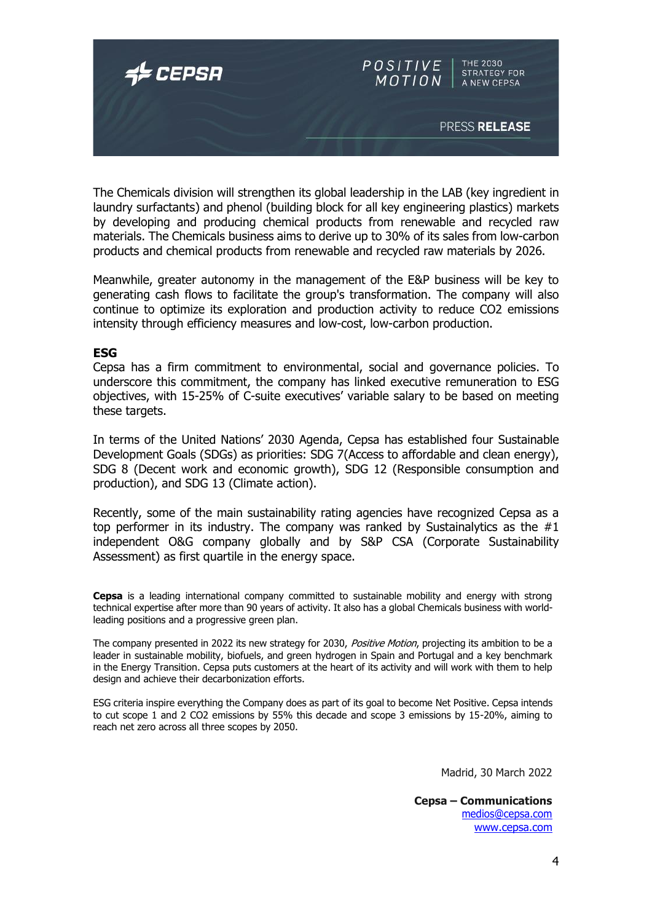The Chemicals division will strengthen its global leadership in the LAB (key ingredient in laundry surfactants) and phenol (building block for all key engineering plastics) markets by developing and producing chemical products from renewable and recycled raw materials. The Chemicals business aims to derive up to 30% of its sales from low-carbon products and chemical products from renewable and recycled raw materials by 2026.

Meanwhile, greater autonomy in the management of the E&P business will be key to generating cash flows to facilitate the group's transformation. The company will also continue to optimize its exploration and production activity to reduce $CO_2$ emissions intensity through efficiency measures and low-cost, low-carbon production.

**ESG**

Cepsa has a firm commitment to environmental, social and governance policies. To underscore this commitment, the company has linked executive remuneration to ESG objectives, with 15-25% of C-suite executives' variable salary to be based on meeting these targets.

In terms of the United Nations' 2030 Agenda, Cepsa has established four Sustainable Development Goals (SDGs) as priorities: SDG 7(Access to affordable and clean energy), SDG 8 (Decent work and economic growth), SDG 12 (Responsible consumption and production), and SDG 13 (Climate action).

Recently, some of the main sustainability rating agencies have recognized Cepsa as a top performer in its industry. The company was ranked by Sustainalytics as the #1 independent O&G company globally and by S&P CSA (Corporate Sustainability Assessment) as first quartile in the energy space.

**Cepsa** is a leading international company committed to sustainable mobility and energy with strong technical expertise after more than 90 years of activity. It also has a global Chemicals business with world-leading positions and a progressive green plan.

The company presented in 2022 its new strategy for 2030, *Positive Motion*, projecting its ambition to be a leader in sustainable mobility, biofuels, and green hydrogen in Spain and Portugal and a key benchmark in the Energy Transition. Cepsa puts customers at the heart of its activity and will work with them to help design and achieve their decarbonization efforts.

ESG criteria inspire everything the Company does as part of its goal to become Net Positive. Cepsa intends to cut scope 1 and 2 $CO_2$ emissions by 55% this decade and scope 3 emissions by 15-20%, aiming to reach net zero across all three scopes by 2050.

Madrid, 30 March 2022

**Cepsa – Communications**
medios@cepsa.com
www.cepsa.com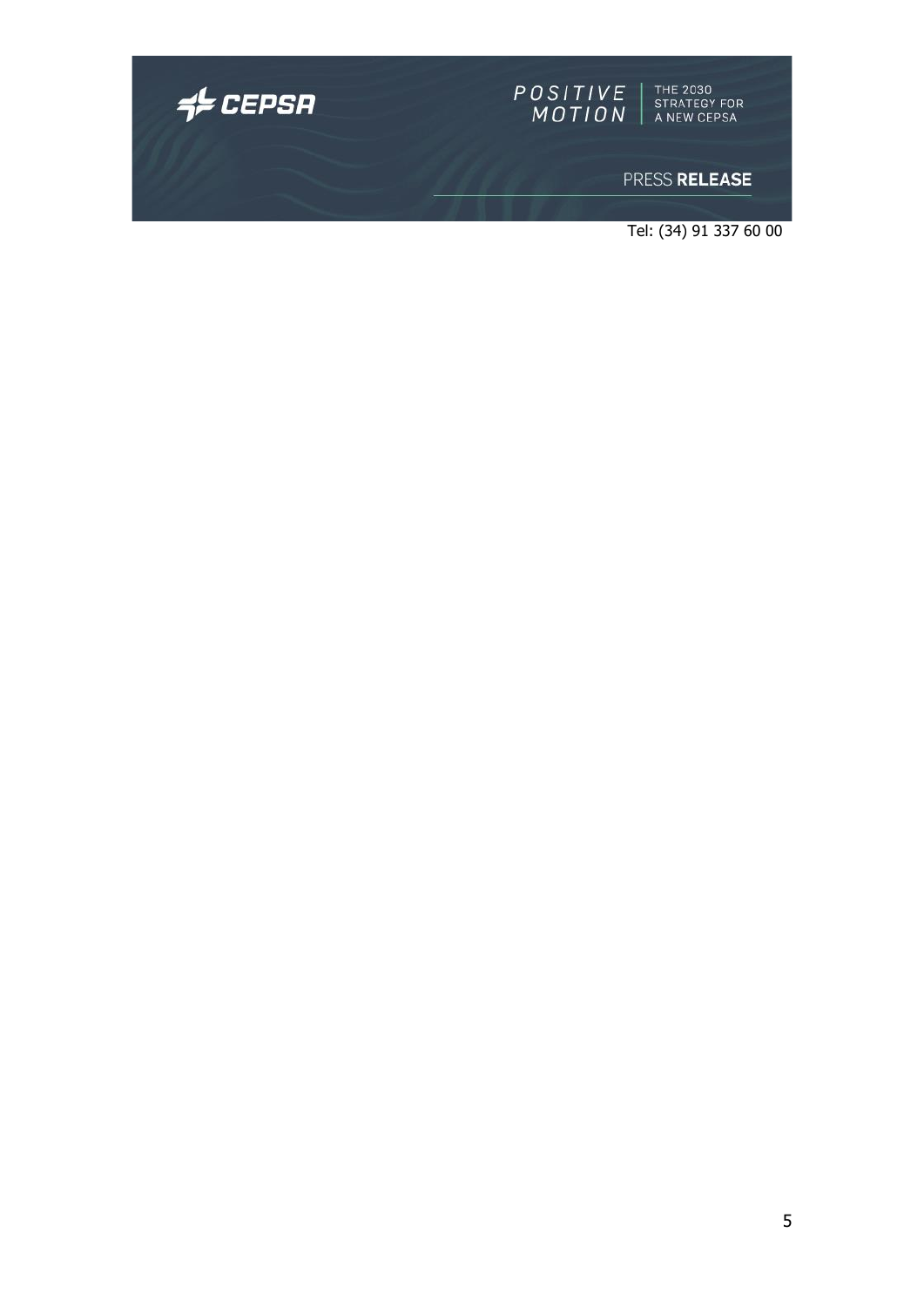Tel: (34) 91 337 60 00